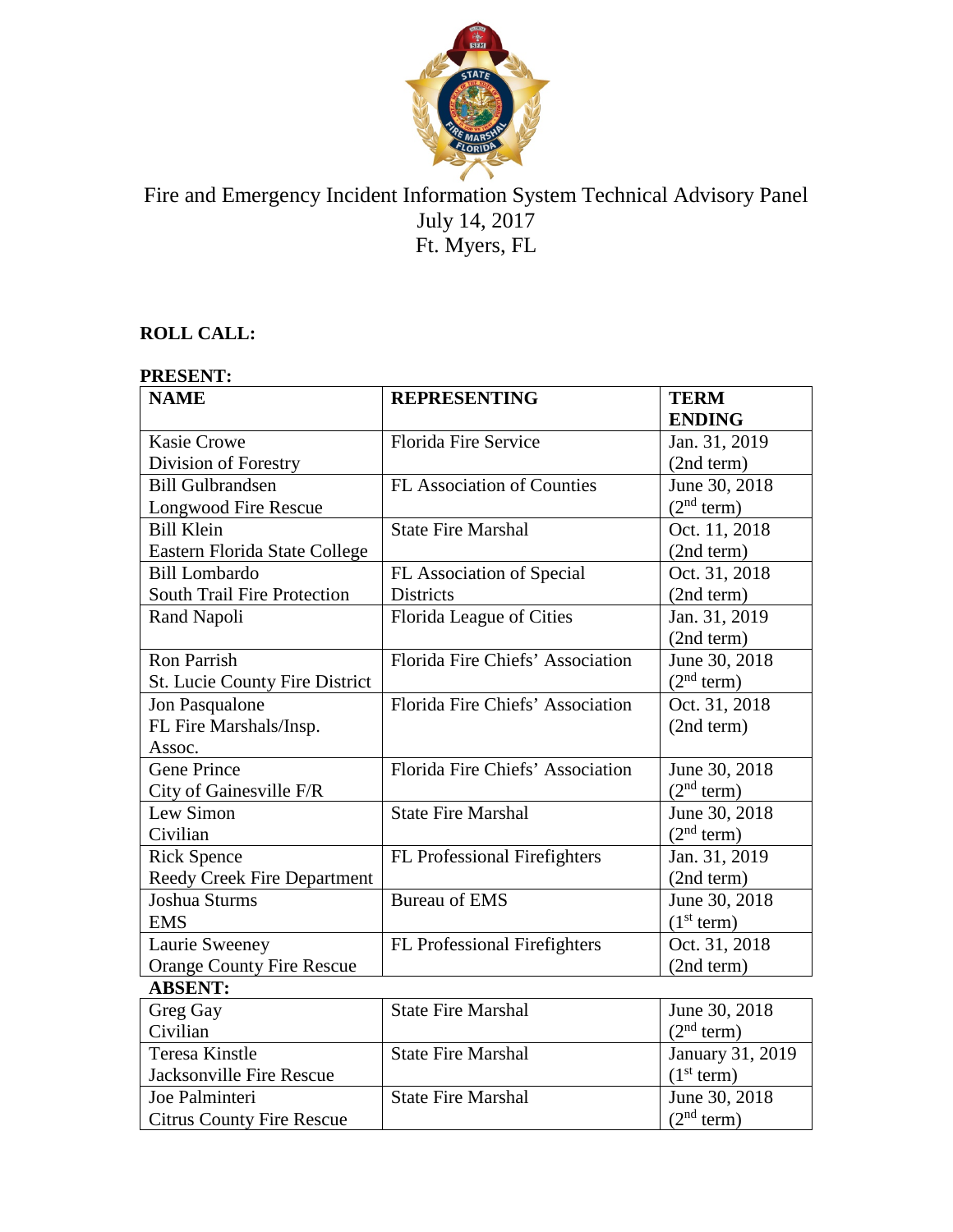# Fire and Emergency Incident Information System Technical Advisory Panel

July 14, 2017

Ft. Myers, FL

**ROLL CALL:**

**PRESENT:**

| NAME | REPRESENTING | TERM ENDING |
|---|---|---|
| Kasie Crowe<br>Division of Forestry | Florida Fire Service | Jan. 31, 2019<br>(2nd term) |
| Bill Gulbrandsen<br>Longwood Fire Rescue | FL Association of Counties | June 30, 2018<br>(2nd term) |
| Bill Klein<br>Eastern Florida State College | State Fire Marshal | Oct. 11, 2018<br>(2nd term) |
| Bill Lombardo<br>South Trail Fire Protection | FL Association of Special Districts | Oct. 31, 2018<br>(2nd term) |
| Rand Napoli | Florida League of Cities | Jan. 31, 2019<br>(2nd term) |
| Ron Parrish<br>St. Lucie County Fire District | Florida Fire Chiefs' Association | June 30, 2018<br>(2nd term) |
| Jon Pasqualone<br>FL Fire Marshals/Insp. Assoc. | Florida Fire Chiefs' Association | Oct. 31, 2018<br>(2nd term) |
| Gene Prince<br>City of Gainesville F/R | Florida Fire Chiefs' Association | June 30, 2018<br>(2nd term) |
| Lew Simon<br>Civilian | State Fire Marshal | June 30, 2018<br>(2nd term) |
| Rick Spence<br>Reedy Creek Fire Department | FL Professional Firefighters | Jan. 31, 2019<br>(2nd term) |
| Joshua Sturms<br>EMS | Bureau of EMS | June 30, 2018<br>(1st term) |
| Laurie Sweeney<br>Orange County Fire Rescue | FL Professional Firefighters | Oct. 31, 2018<br>(2nd term) |
| **ABSENT:** | | |
| Greg Gay<br>Civilian | State Fire Marshal | June 30, 2018<br>(2nd term) |
| Teresa Kinstle<br>Jacksonville Fire Rescue | State Fire Marshal | January 31, 2019<br>(1st term) |
| Joe Palminteri<br>Citrus County Fire Rescue | State Fire Marshal | June 30, 2018<br>(2nd term) |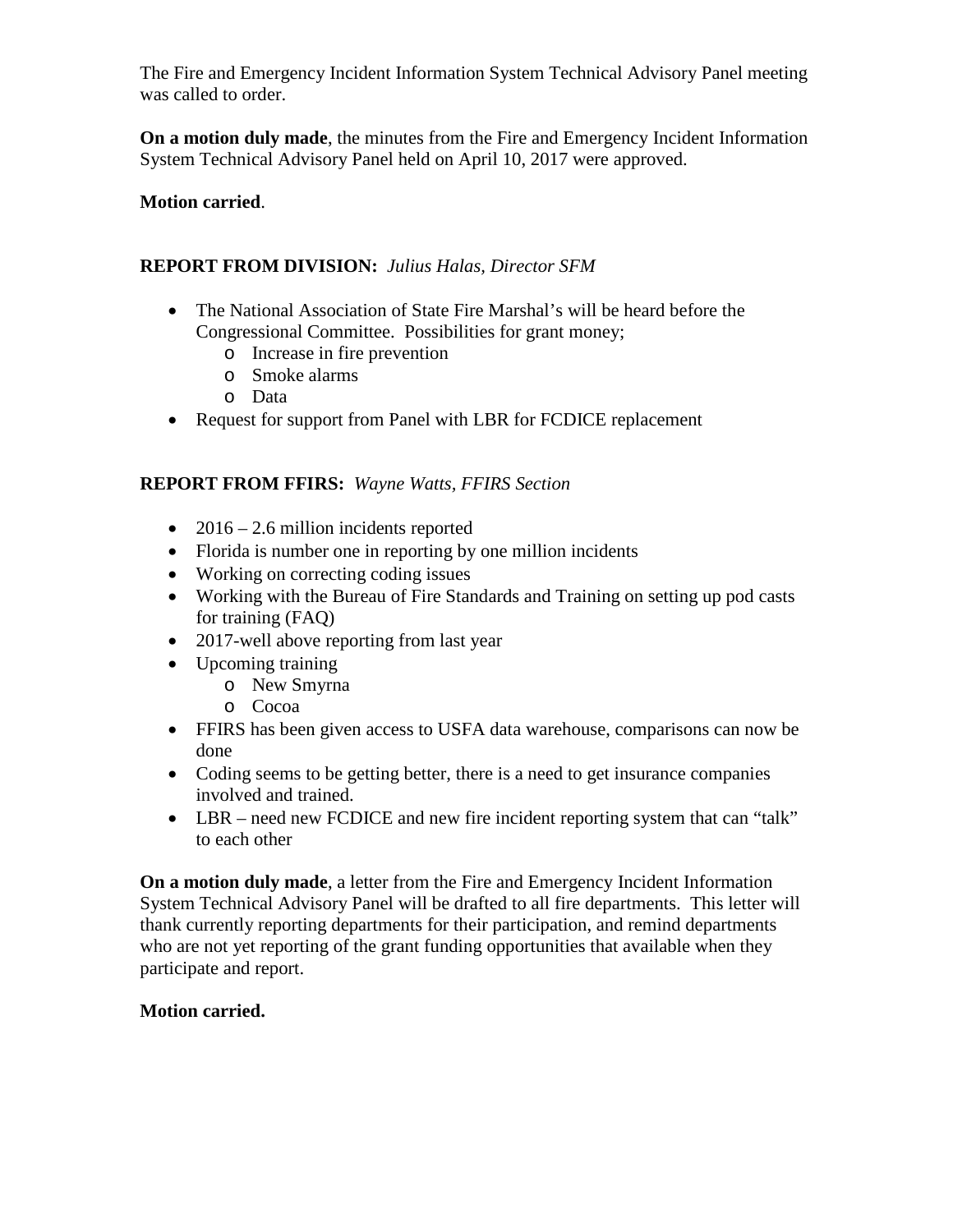The Fire and Emergency Incident Information System Technical Advisory Panel meeting was called to order.

**On a motion duly made**, the minutes from the Fire and Emergency Incident Information System Technical Advisory Panel held on April 10, 2017 were approved.

**Motion carried**.

**REPORT FROM DIVISION:** *Julius Halas, Director SFM*

- The National Association of State Fire Marshal's will be heard before the Congressional Committee. Possibilities for grant money;
  - Increase in fire prevention
  - Smoke alarms
  - Data
- Request for support from Panel with LBR for FCDICE replacement

**REPORT FROM FFIRS:** *Wayne Watts, FFIRS Section*

- 2016 – 2.6 million incidents reported
- Florida is number one in reporting by one million incidents
- Working on correcting coding issues
- Working with the Bureau of Fire Standards and Training on setting up pod casts for training (FAQ)
- 2017-well above reporting from last year
- Upcoming training
  - New Smyrna
  - Cocoa
- FFIRS has been given access to USFA data warehouse, comparisons can now be done
- Coding seems to be getting better, there is a need to get insurance companies involved and trained.
- LBR – need new FCDICE and new fire incident reporting system that can "talk" to each other

**On a motion duly made**, a letter from the Fire and Emergency Incident Information System Technical Advisory Panel will be drafted to all fire departments. This letter will thank currently reporting departments for their participation, and remind departments who are not yet reporting of the grant funding opportunities that available when they participate and report.

**Motion carried.**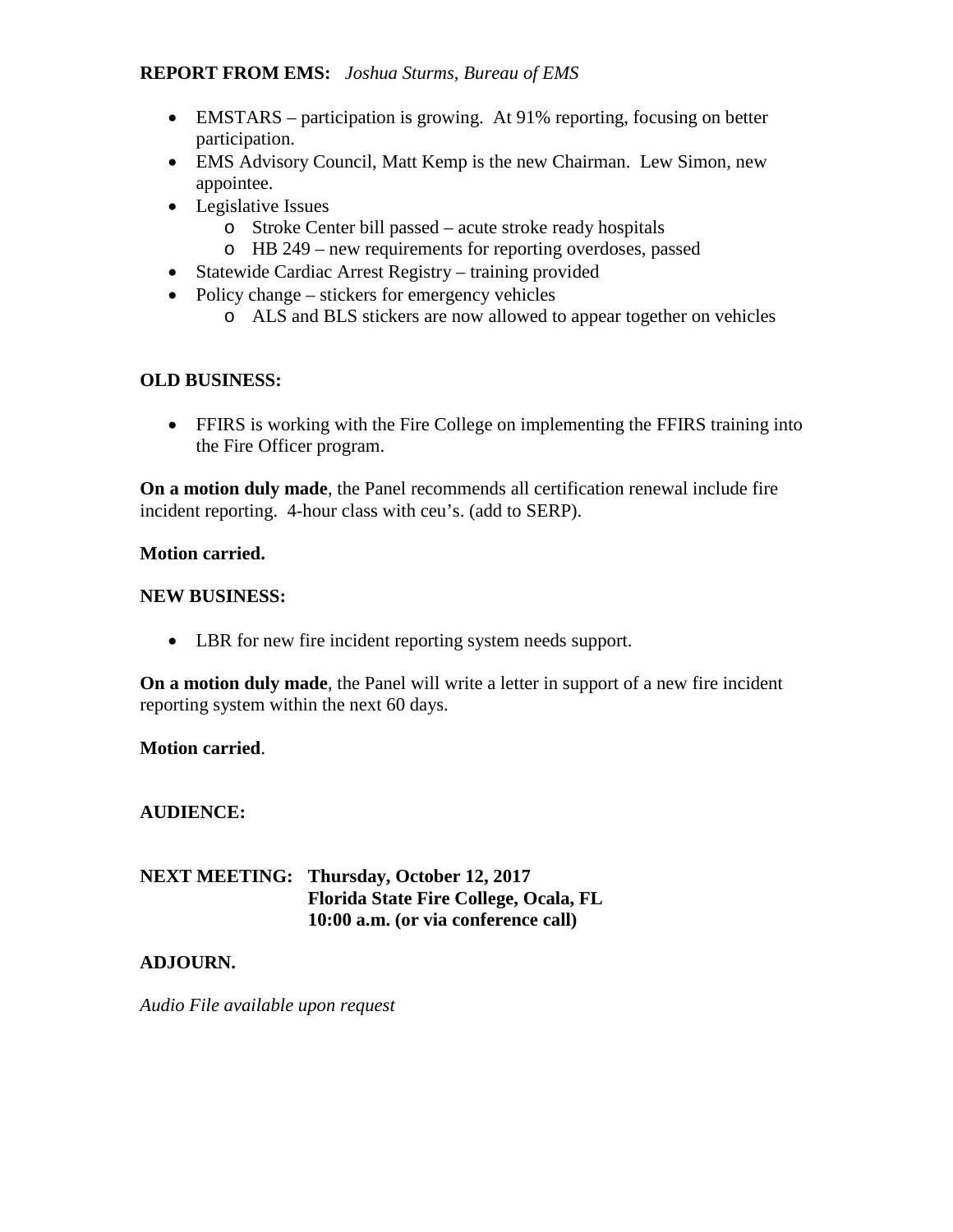**REPORT FROM EMS:** *Joshua Sturms, Bureau of EMS*

- EMSTARS – participation is growing. At 91% reporting, focusing on better participation.
- EMS Advisory Council, Matt Kemp is the new Chairman. Lew Simon, new appointee.
- Legislative Issues
  - Stroke Center bill passed – acute stroke ready hospitals
  - HB 249 – new requirements for reporting overdoses, passed
- Statewide Cardiac Arrest Registry – training provided
- Policy change – stickers for emergency vehicles
  - ALS and BLS stickers are now allowed to appear together on vehicles

**OLD BUSINESS:**

- FFIRS is working with the Fire College on implementing the FFIRS training into the Fire Officer program.

**On a motion duly made**, the Panel recommends all certification renewal include fire incident reporting. 4-hour class with ceu's. (add to SERP).

**Motion carried.**

**NEW BUSINESS:**

- LBR for new fire incident reporting system needs support.

**On a motion duly made**, the Panel will write a letter in support of a new fire incident reporting system within the next 60 days.

**Motion carried**.

**AUDIENCE:**

**NEXT MEETING: Thursday, October 12, 2017**
**Florida State Fire College, Ocala, FL**
**10:00 a.m. (or via conference call)**

**ADJOURN.**

*Audio File available upon request*